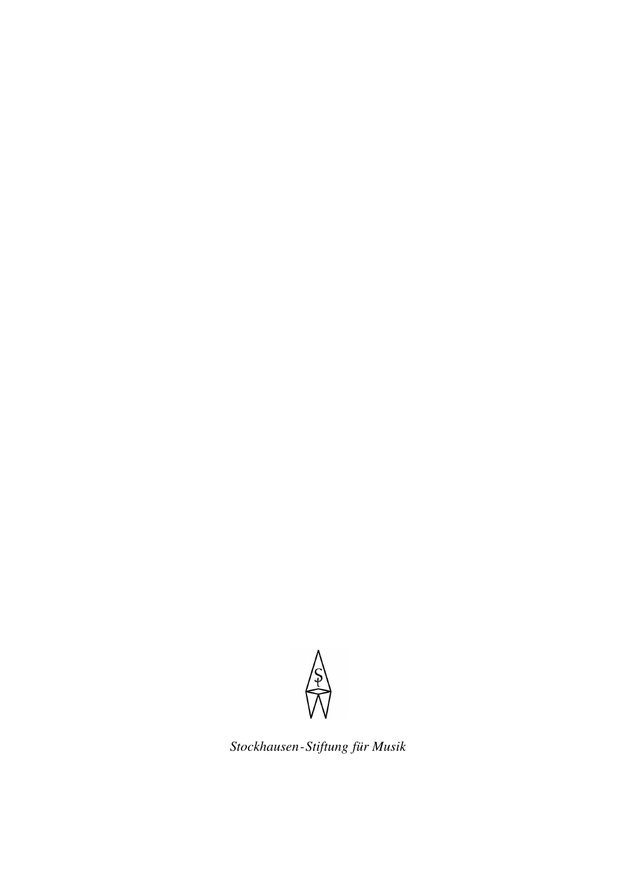*Stockhausen-Stiftung für Musik*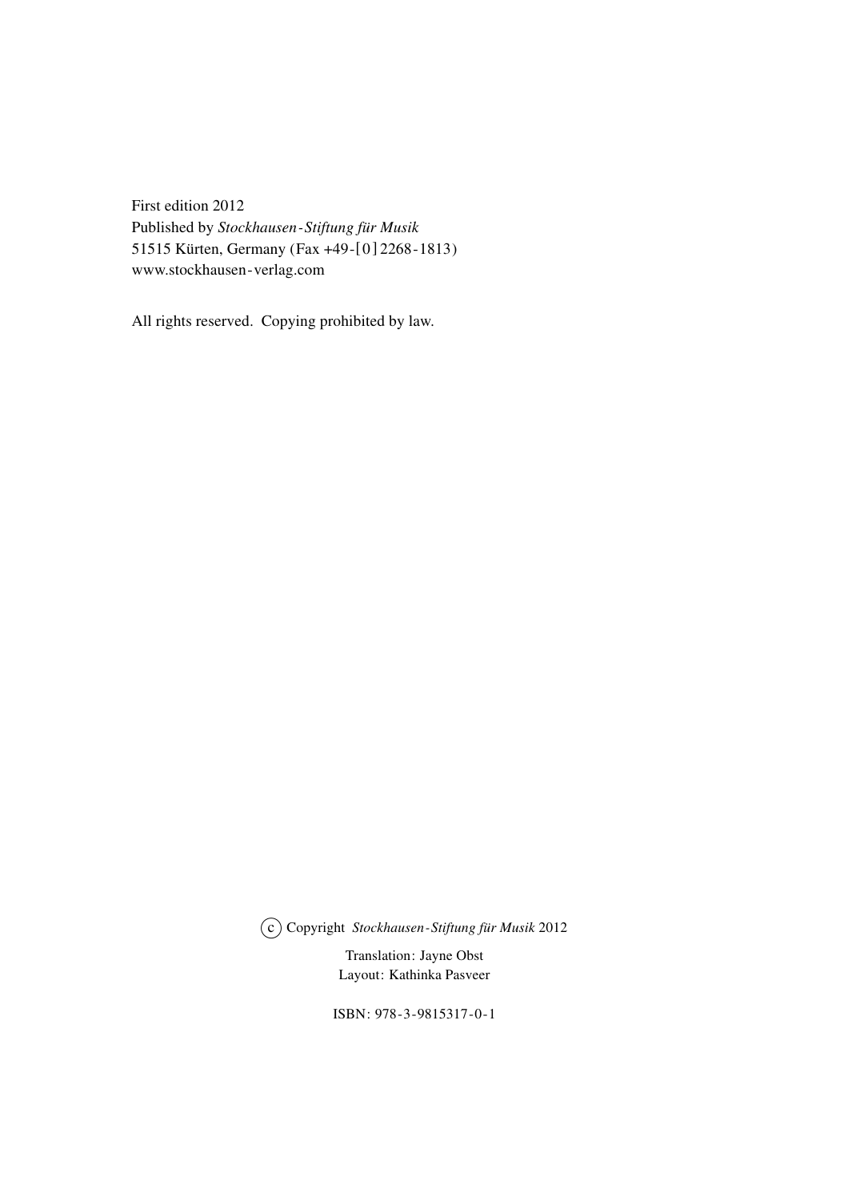First edition 2012
Published by *Stockhausen-Stiftung für Musik*
51515 Kürten, Germany (Fax +49-[0]2268-1813)
www.stockhausen-verlag.com

All rights reserved. Copying prohibited by law.

(c) Copyright *Stockhausen-Stiftung für Musik* 2012

Translation: Jayne Obst
Layout: Kathinka Pasveer

ISBN: 978-3-9815317-0-1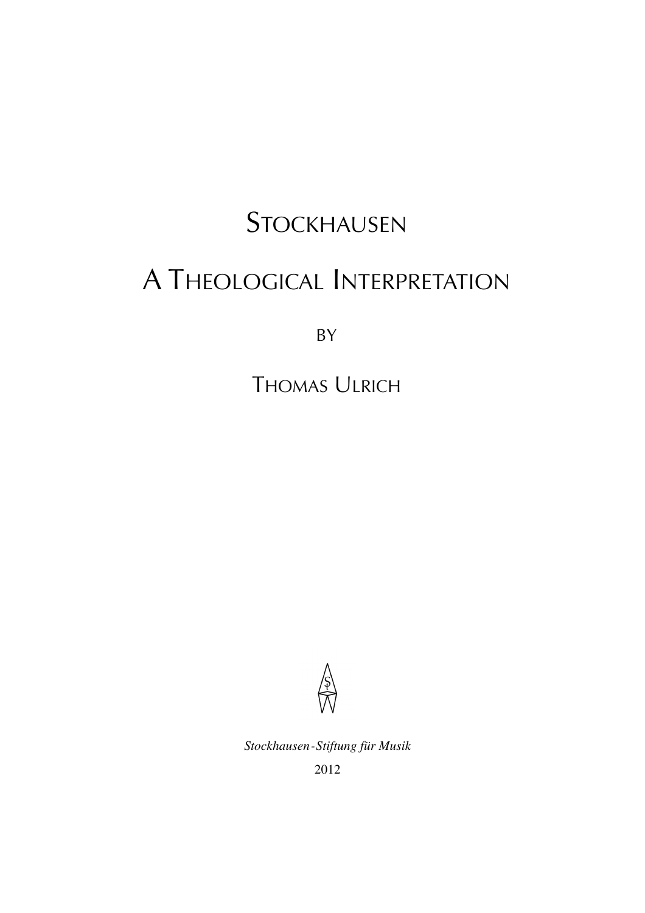# Stockhausen

# A Theological Interpretation

by

Thomas Ulrich

*Stockhausen-Stiftung für Musik*

2012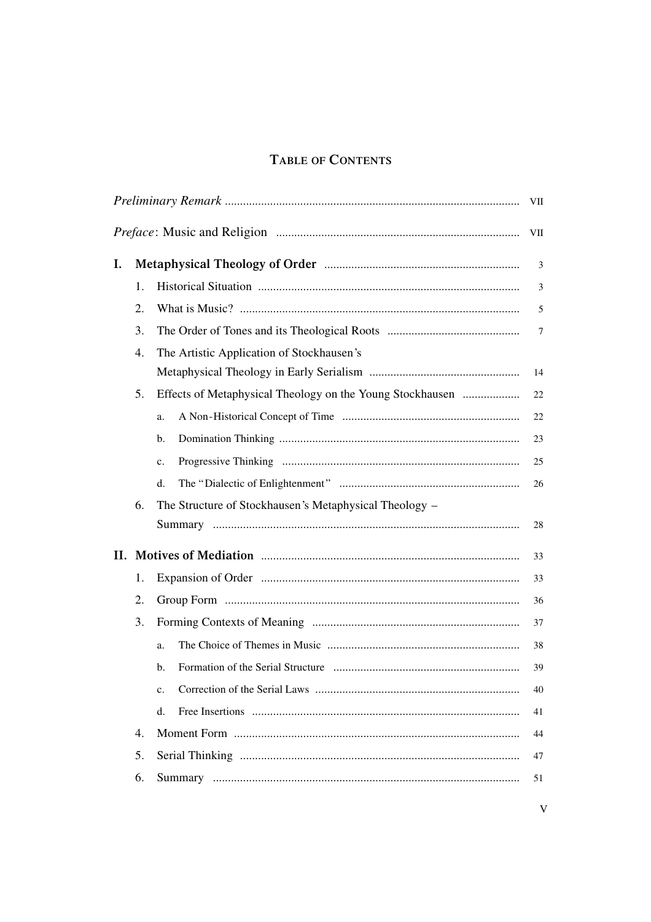# Table of Contents

*Preliminary Remark* ..... VII

*Preface*: Music and Religion ..... VII

**I. Metaphysical Theology of Order** ..... 3

1. Historical Situation ..... 3
2. What is Music? ..... 5
3. The Order of Tones and its Theological Roots ..... 7
4. The Artistic Application of Stockhausen's Metaphysical Theology in Early Serialism ..... 14
5. Effects of Metaphysical Theology on the Young Stockhausen ..... 22
   - a. A Non-Historical Concept of Time ..... 22
   - b. Domination Thinking ..... 23
   - c. Progressive Thinking ..... 25
   - d. The "Dialectic of Enlightenment" ..... 26
6. The Structure of Stockhausen's Metaphysical Theology – Summary ..... 28

**II. Motives of Mediation** ..... 33

1. Expansion of Order ..... 33
2. Group Form ..... 36
3. Forming Contexts of Meaning ..... 37
   - a. The Choice of Themes in Music ..... 38
   - b. Formation of the Serial Structure ..... 39
   - c. Correction of the Serial Laws ..... 40
   - d. Free Insertions ..... 41
4. Moment Form ..... 44
5. Serial Thinking ..... 47
6. Summary ..... 51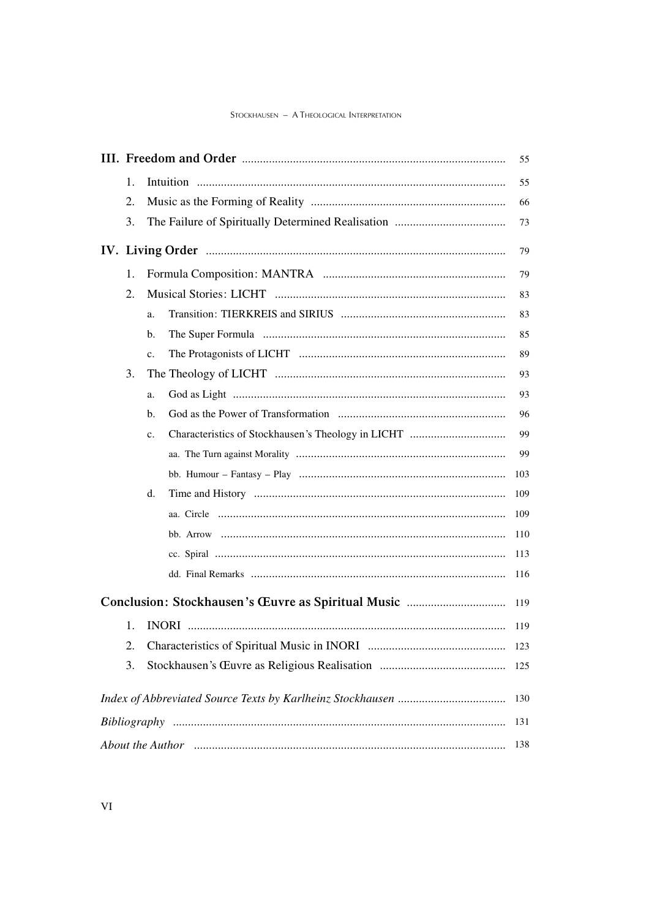**III. Freedom and Order** 55

1. Intuition 55
2. Music as the Forming of Reality 66
3. The Failure of Spiritually Determined Realisation 73

**IV. Living Order** 79

1. Formula Composition: MANTRA 79
2. Musical Stories: LICHT 83
   - a. Transition: TIERKREIS and SIRIUS 83
   - b. The Super Formula 85
   - c. The Protagonists of LICHT 89
3. The Theology of LICHT 93
   - a. God as Light 93
   - b. God as the Power of Transformation 96
   - c. Characteristics of Stockhausen's Theology in LICHT 99
     - aa. The Turn against Morality 99
     - bb. Humour – Fantasy – Play 103
   - d. Time and History 109
     - aa. Circle 109
     - bb. Arrow 110
     - cc. Spiral 113
     - dd. Final Remarks 116

**Conclusion: Stockhausen's Œuvre as Spiritual Music** 119

1. INORI 119
2. Characteristics of Spiritual Music in INORI 123
3. Stockhausen's Œuvre as Religious Realisation 125

*Index of Abbreviated Source Texts by Karlheinz Stockhausen* 130

*Bibliography* 131

*About the Author* 138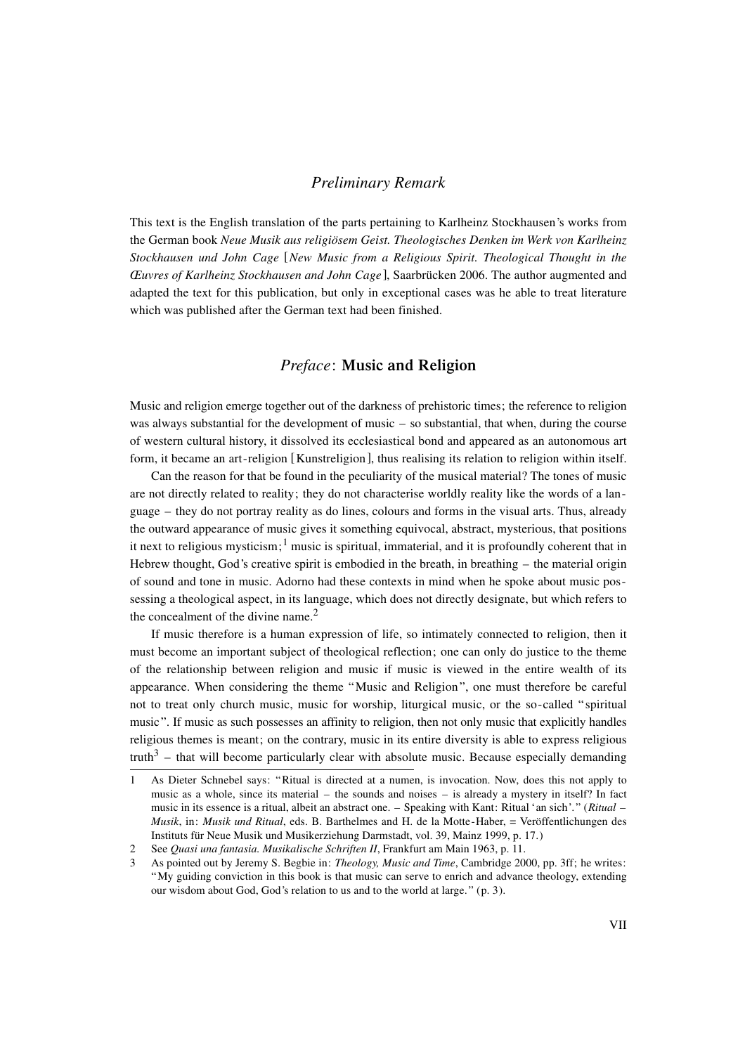## *Preliminary Remark*

This text is the English translation of the parts pertaining to Karlheinz Stockhausen's works from the German book *Neue Musik aus religiösem Geist. Theologisches Denken im Werk von Karlheinz Stockhausen und John Cage* [*New Music from a Religious Spirit. Theological Thought in the Œuvres of Karlheinz Stockhausen and John Cage*], Saarbrücken 2006. The author augmented and adapted the text for this publication, but only in exceptional cases was he able to treat literature which was published after the German text had been finished.

## *Preface*: **Music and Religion**

Music and religion emerge together out of the darkness of prehistoric times; the reference to religion was always substantial for the development of music – so substantial, that when, during the course of western cultural history, it dissolved its ecclesiastical bond and appeared as an autonomous art form, it became an art-religion [Kunstreligion], thus realising its relation to religion within itself.

Can the reason for that be found in the peculiarity of the musical material? The tones of music are not directly related to reality; they do not characterise worldly reality like the words of a language – they do not portray reality as do lines, colours and forms in the visual arts. Thus, already the outward appearance of music gives it something equivocal, abstract, mysterious, that positions it next to religious mysticism;[1] music is spiritual, immaterial, and it is profoundly coherent that in Hebrew thought, God's creative spirit is embodied in the breath, in breathing – the material origin of sound and tone in music. Adorno had these contexts in mind when he spoke about music possessing a theological aspect, in its language, which does not directly designate, but which refers to the concealment of the divine name.[2]

If music therefore is a human expression of life, so intimately connected to religion, then it must become an important subject of theological reflection; one can only do justice to the theme of the relationship between religion and music if music is viewed in the entire wealth of its appearance. When considering the theme "Music and Religion", one must therefore be careful not to treat only church music, music for worship, liturgical music, or the so-called "spiritual music". If music as such possesses an affinity to religion, then not only music that explicitly handles religious themes is meant; on the contrary, music in its entire diversity is able to express religious truth[3] – that will become particularly clear with absolute music. Because especially demanding

---

1 As Dieter Schnebel says: "Ritual is directed at a numen, is invocation. Now, does this not apply to music as a whole, since its material – the sounds and noises – is already a mystery in itself? In fact music in its essence is a ritual, albeit an abstract one. – Speaking with Kant: Ritual 'an sich'." (*Ritual – Musik*, in: *Musik und Ritual*, eds. B. Barthelmes and H. de la Motte-Haber, = Veröffentlichungen des Instituts für Neue Musik und Musikerziehung Darmstadt, vol. 39, Mainz 1999, p. 17.)

2 See *Quasi una fantasia. Musikalische Schriften II*, Frankfurt am Main 1963, p. 11.

3 As pointed out by Jeremy S. Begbie in: *Theology, Music and Time*, Cambridge 2000, pp. 3ff; he writes: "My guiding conviction in this book is that music can serve to enrich and advance theology, extending our wisdom about God, God's relation to us and to the world at large." (p. 3).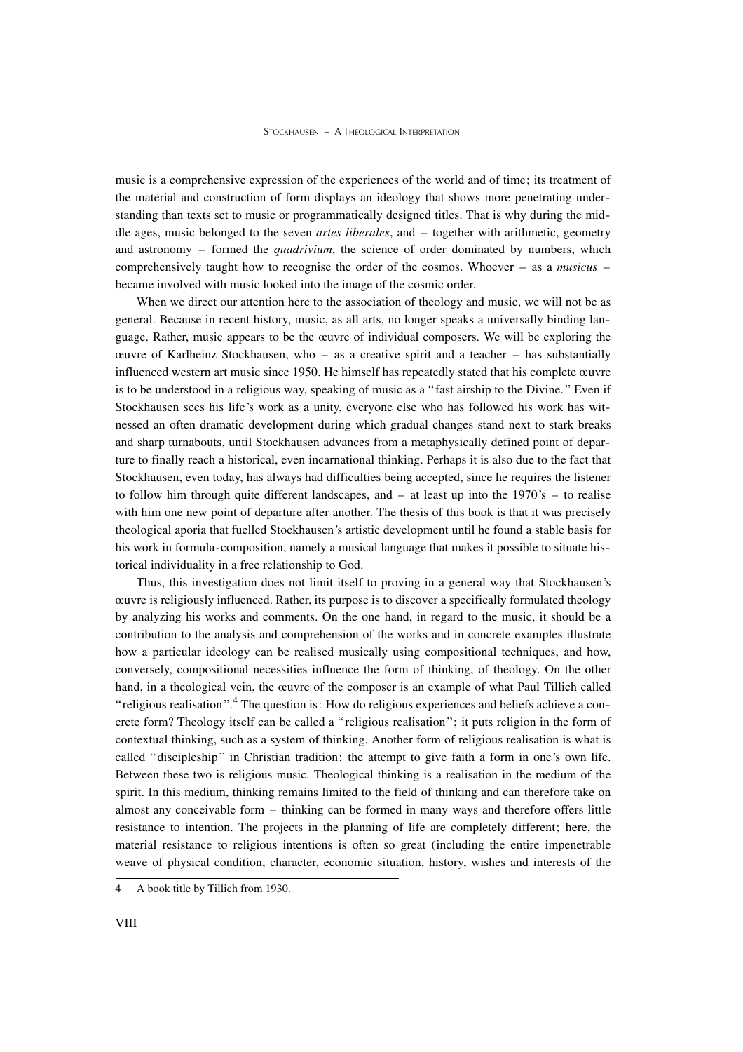music is a comprehensive expression of the experiences of the world and of time; its treatment of the material and construction of form displays an ideology that shows more penetrating understanding than texts set to music or programmatically designed titles. That is why during the middle ages, music belonged to the seven *artes liberales*, and – together with arithmetic, geometry and astronomy – formed the *quadrivium*, the science of order dominated by numbers, which comprehensively taught how to recognise the order of the cosmos. Whoever – as a *musicus* – became involved with music looked into the image of the cosmic order.

When we direct our attention here to the association of theology and music, we will not be as general. Because in recent history, music, as all arts, no longer speaks a universally binding language. Rather, music appears to be the œuvre of individual composers. We will be exploring the œuvre of Karlheinz Stockhausen, who – as a creative spirit and a teacher – has substantially influenced western art music since 1950. He himself has repeatedly stated that his complete œuvre is to be understood in a religious way, speaking of music as a "fast airship to the Divine." Even if Stockhausen sees his life's work as a unity, everyone else who has followed his work has witnessed an often dramatic development during which gradual changes stand next to stark breaks and sharp turnabouts, until Stockhausen advances from a metaphysically defined point of departure to finally reach a historical, even incarnational thinking. Perhaps it is also due to the fact that Stockhausen, even today, has always had difficulties being accepted, since he requires the listener to follow him through quite different landscapes, and – at least up into the 1970's – to realise with him one new point of departure after another. The thesis of this book is that it was precisely theological aporia that fuelled Stockhausen's artistic development until he found a stable basis for his work in formula-composition, namely a musical language that makes it possible to situate historical individuality in a free relationship to God.

Thus, this investigation does not limit itself to proving in a general way that Stockhausen's œuvre is religiously influenced. Rather, its purpose is to discover a specifically formulated theology by analyzing his works and comments. On the one hand, in regard to the music, it should be a contribution to the analysis and comprehension of the works and in concrete examples illustrate how a particular ideology can be realised musically using compositional techniques, and how, conversely, compositional necessities influence the form of thinking, of theology. On the other hand, in a theological vein, the œuvre of the composer is an example of what Paul Tillich called "religious realisation".[4] The question is: How do religious experiences and beliefs achieve a concrete form? Theology itself can be called a "religious realisation"; it puts religion in the form of contextual thinking, such as a system of thinking. Another form of religious realisation is what is called "discipleship" in Christian tradition: the attempt to give faith a form in one's own life. Between these two is religious music. Theological thinking is a realisation in the medium of the spirit. In this medium, thinking remains limited to the field of thinking and can therefore take on almost any conceivable form – thinking can be formed in many ways and therefore offers little resistance to intention. The projects in the planning of life are completely different; here, the material resistance to religious intentions is often so great (including the entire impenetrable weave of physical condition, character, economic situation, history, wishes and interests of the

---

4 A book title by Tillich from 1930.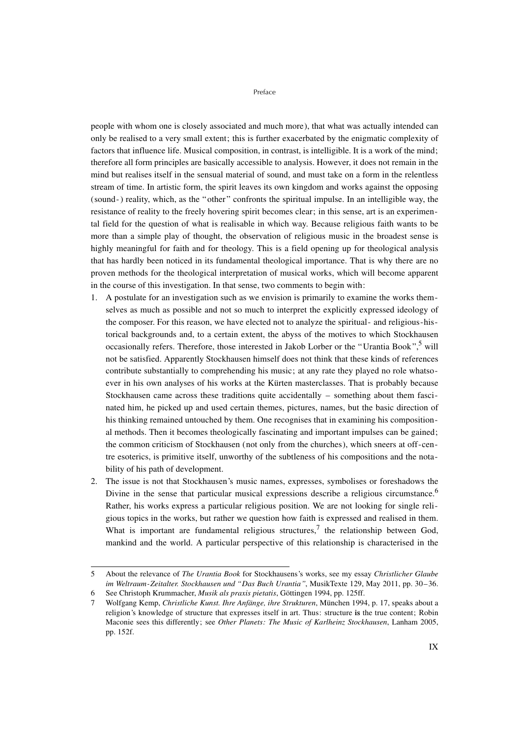people with whom one is closely associated and much more), that what was actually intended can only be realised to a very small extent; this is further exacerbated by the enigmatic complexity of factors that influence life. Musical composition, in contrast, is intelligible. It is a work of the mind; therefore all form principles are basically accessible to analysis. However, it does not remain in the mind but realises itself in the sensual material of sound, and must take on a form in the relentless stream of time. In artistic form, the spirit leaves its own kingdom and works against the opposing (sound-) reality, which, as the "other" confronts the spiritual impulse. In an intelligible way, the resistance of reality to the freely hovering spirit becomes clear; in this sense, art is an experimental field for the question of what is realisable in which way. Because religious faith wants to be more than a simple play of thought, the observation of religious music in the broadest sense is highly meaningful for faith and for theology. This is a field opening up for theological analysis that has hardly been noticed in its fundamental theological importance. That is why there are no proven methods for the theological interpretation of musical works, which will become apparent in the course of this investigation. In that sense, two comments to begin with:

1. A postulate for an investigation such as we envision is primarily to examine the works themselves as much as possible and not so much to interpret the explicitly expressed ideology of the composer. For this reason, we have elected not to analyze the spiritual- and religious-historical backgrounds and, to a certain extent, the abyss of the motives to which Stockhausen occasionally refers. Therefore, those interested in Jakob Lorber or the "Urantia Book",[5] will not be satisfied. Apparently Stockhausen himself does not think that these kinds of references contribute substantially to comprehending his music; at any rate they played no role whatsoever in his own analyses of his works at the Kürten masterclasses. That is probably because Stockhausen came across these traditions quite accidentally – something about them fascinated him, he picked up and used certain themes, pictures, names, but the basic direction of his thinking remained untouched by them. One recognises that in examining his compositional methods. Then it becomes theologically fascinating and important impulses can be gained; the common criticism of Stockhausen (not only from the churches), which sneers at off-centre esoterics, is primitive itself, unworthy of the subtleness of his compositions and the notability of his path of development.
2. The issue is not that Stockhausen's music names, expresses, symbolises or foreshadows the Divine in the sense that particular musical expressions describe a religious circumstance.[6] Rather, his works express a particular religious position. We are not looking for single religious topics in the works, but rather we question how faith is expressed and realised in them. What is important are fundamental religious structures,[7] the relationship between God, mankind and the world. A particular perspective of this relationship is characterised in the

---

5 About the relevance of *The Urantia Book* for Stockhausens's works, see my essay *Christlicher Glaube im Weltraum-Zeitalter. Stockhausen und "Das Buch Urantia"*, MusikTexte 129, May 2011, pp. 30–36.

6 See Christoph Krummacher, *Musik als praxis pietatis*, Göttingen 1994, pp. 125ff.

7 Wolfgang Kemp, *Christliche Kunst. Ihre Anfänge, ihre Strukturen*, München 1994, p. 17, speaks about a religion's knowledge of structure that expresses itself in art. Thus: structure **is** the true content; Robin Maconie sees this differently; see *Other Planets: The Music of Karlheinz Stockhausen*, Lanham 2005, pp. 152f.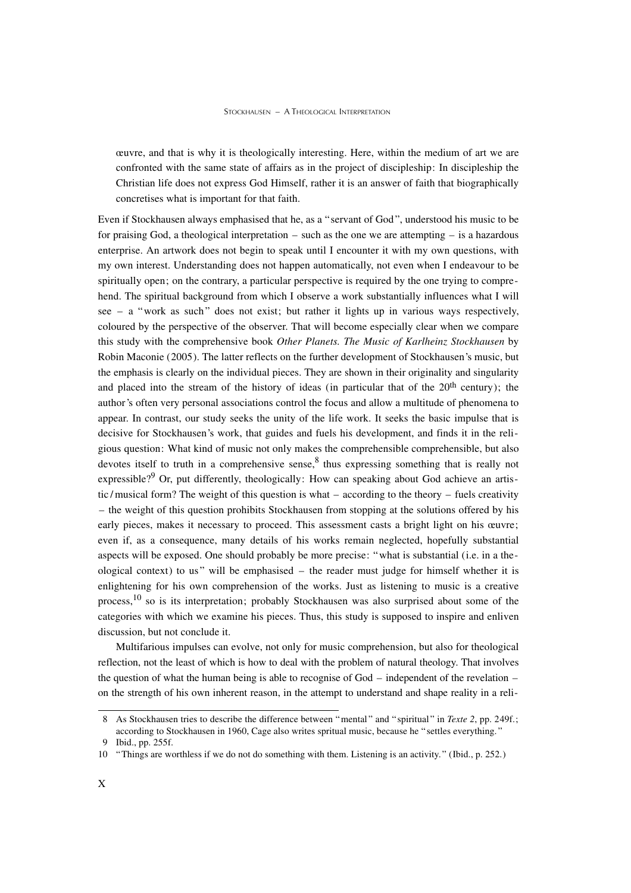œuvre, and that is why it is theologically interesting. Here, within the medium of art we are confronted with the same state of affairs as in the project of discipleship: In discipleship the Christian life does not express God Himself, rather it is an answer of faith that biographically concretises what is important for that faith.

Even if Stockhausen always emphasised that he, as a "servant of God", understood his music to be for praising God, a theological interpretation – such as the one we are attempting – is a hazardous enterprise. An artwork does not begin to speak until I encounter it with my own questions, with my own interest. Understanding does not happen automatically, not even when I endeavour to be spiritually open; on the contrary, a particular perspective is required by the one trying to comprehend. The spiritual background from which I observe a work substantially influences what I will see – a "work as such" does not exist; but rather it lights up in various ways respectively, coloured by the perspective of the observer. That will become especially clear when we compare this study with the comprehensive book *Other Planets. The Music of Karlheinz Stockhausen* by Robin Maconie (2005). The latter reflects on the further development of Stockhausen's music, but the emphasis is clearly on the individual pieces. They are shown in their originality and singularity and placed into the stream of the history of ideas (in particular that of the 20th century); the author's often very personal associations control the focus and allow a multitude of phenomena to appear. In contrast, our study seeks the unity of the life work. It seeks the basic impulse that is decisive for Stockhausen's work, that guides and fuels his development, and finds it in the religious question: What kind of music not only makes the comprehensible comprehensible, but also devotes itself to truth in a comprehensive sense,[8] thus expressing something that is really not expressible?[9] Or, put differently, theologically: How can speaking about God achieve an artistic / musical form? The weight of this question is what – according to the theory – fuels creativity – the weight of this question prohibits Stockhausen from stopping at the solutions offered by his early pieces, makes it necessary to proceed. This assessment casts a bright light on his œuvre; even if, as a consequence, many details of his works remain neglected, hopefully substantial aspects will be exposed. One should probably be more precise: "what is substantial (i.e. in a theological context) to us" will be emphasised – the reader must judge for himself whether it is enlightening for his own comprehension of the works. Just as listening to music is a creative process,[10] so is its interpretation; probably Stockhausen was also surprised about some of the categories with which we examine his pieces. Thus, this study is supposed to inspire and enliven discussion, but not conclude it.

Multifarious impulses can evolve, not only for music comprehension, but also for theological reflection, not the least of which is how to deal with the problem of natural theology. That involves the question of what the human being is able to recognise of God – independent of the revelation – on the strength of his own inherent reason, in the attempt to understand and shape reality in a reli-

---

8 As Stockhausen tries to describe the difference between "mental" and "spiritual" in *Texte 2*, pp. 249f.; according to Stockhausen in 1960, Cage also writes spritual music, because he "settles everything."

9 Ibid., pp. 255f.

10 "Things are worthless if we do not do something with them. Listening is an activity." (Ibid., p. 252.)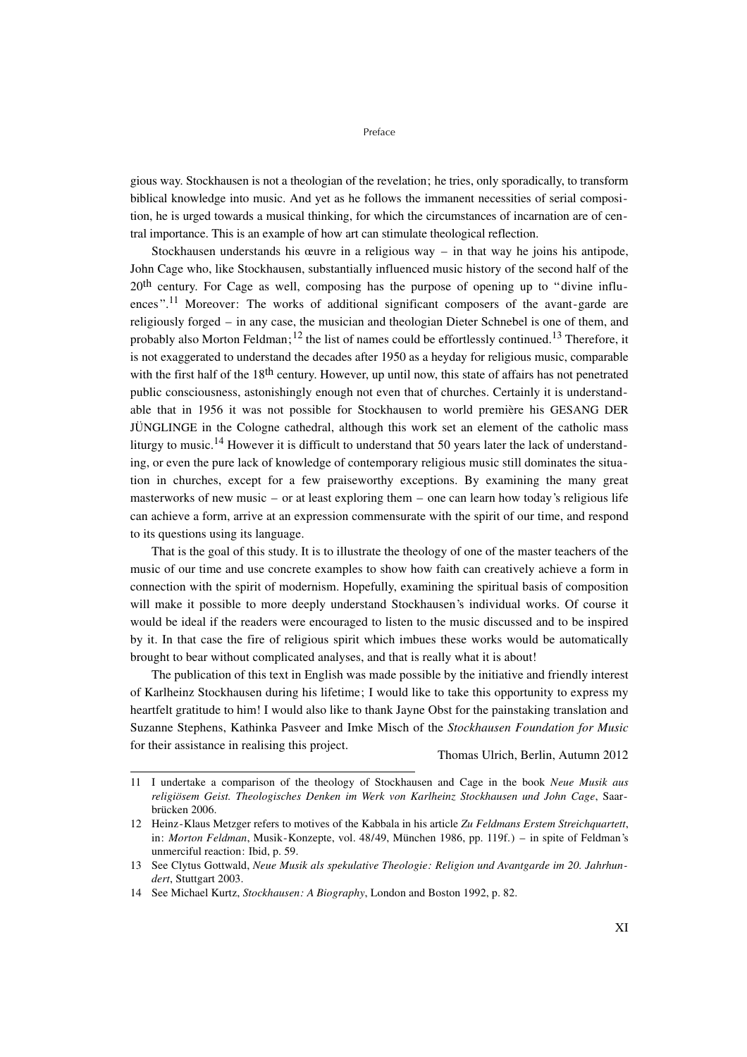gious way. Stockhausen is not a theologian of the revelation; he tries, only sporadically, to transform biblical knowledge into music. And yet as he follows the immanent necessities of serial composition, he is urged towards a musical thinking, for which the circumstances of incarnation are of central importance. This is an example of how art can stimulate theological reflection.

Stockhausen understands his œuvre in a religious way – in that way he joins his antipode, John Cage who, like Stockhausen, substantially influenced music history of the second half of the 20th century. For Cage as well, composing has the purpose of opening up to "divine influences".[11] Moreover: The works of additional significant composers of the avant-garde are religiously forged – in any case, the musician and theologian Dieter Schnebel is one of them, and probably also Morton Feldman;[12] the list of names could be effortlessly continued.[13] Therefore, it is not exaggerated to understand the decades after 1950 as a heyday for religious music, comparable with the first half of the 18th century. However, up until now, this state of affairs has not penetrated public consciousness, astonishingly enough not even that of churches. Certainly it is understandable that in 1956 it was not possible for Stockhausen to world première his GESANG DER JÜNGLINGE in the Cologne cathedral, although this work set an element of the catholic mass liturgy to music.[14] However it is difficult to understand that 50 years later the lack of understanding, or even the pure lack of knowledge of contemporary religious music still dominates the situation in churches, except for a few praiseworthy exceptions. By examining the many great masterworks of new music – or at least exploring them – one can learn how today's religious life can achieve a form, arrive at an expression commensurate with the spirit of our time, and respond to its questions using its language.

That is the goal of this study. It is to illustrate the theology of one of the master teachers of the music of our time and use concrete examples to show how faith can creatively achieve a form in connection with the spirit of modernism. Hopefully, examining the spiritual basis of composition will make it possible to more deeply understand Stockhausen's individual works. Of course it would be ideal if the readers were encouraged to listen to the music discussed and to be inspired by it. In that case the fire of religious spirit which imbues these works would be automatically brought to bear without complicated analyses, and that is really what it is about!

The publication of this text in English was made possible by the initiative and friendly interest of Karlheinz Stockhausen during his lifetime; I would like to take this opportunity to express my heartfelt gratitude to him! I would also like to thank Jayne Obst for the painstaking translation and Suzanne Stephens, Kathinka Pasveer and Imke Misch of the *Stockhausen Foundation for Music* for their assistance in realising this project.

Thomas Ulrich, Berlin, Autumn 2012

---

11 I undertake a comparison of the theology of Stockhausen and Cage in the book *Neue Musik aus religiösem Geist. Theologisches Denken im Werk von Karlheinz Stockhausen und John Cage*, Saarbrücken 2006.

12 Heinz-Klaus Metzger refers to motives of the Kabbala in his article *Zu Feldmans Erstem Streichquartett*, in: *Morton Feldman*, Musik-Konzepte, vol. 48/49, München 1986, pp. 119f.) – in spite of Feldman's unmerciful reaction: Ibid, p. 59.

13 See Clytus Gottwald, *Neue Musik als spekulative Theologie: Religion und Avantgarde im 20. Jahrhundert*, Stuttgart 2003.

14 See Michael Kurtz, *Stockhausen: A Biography*, London and Boston 1992, p. 82.